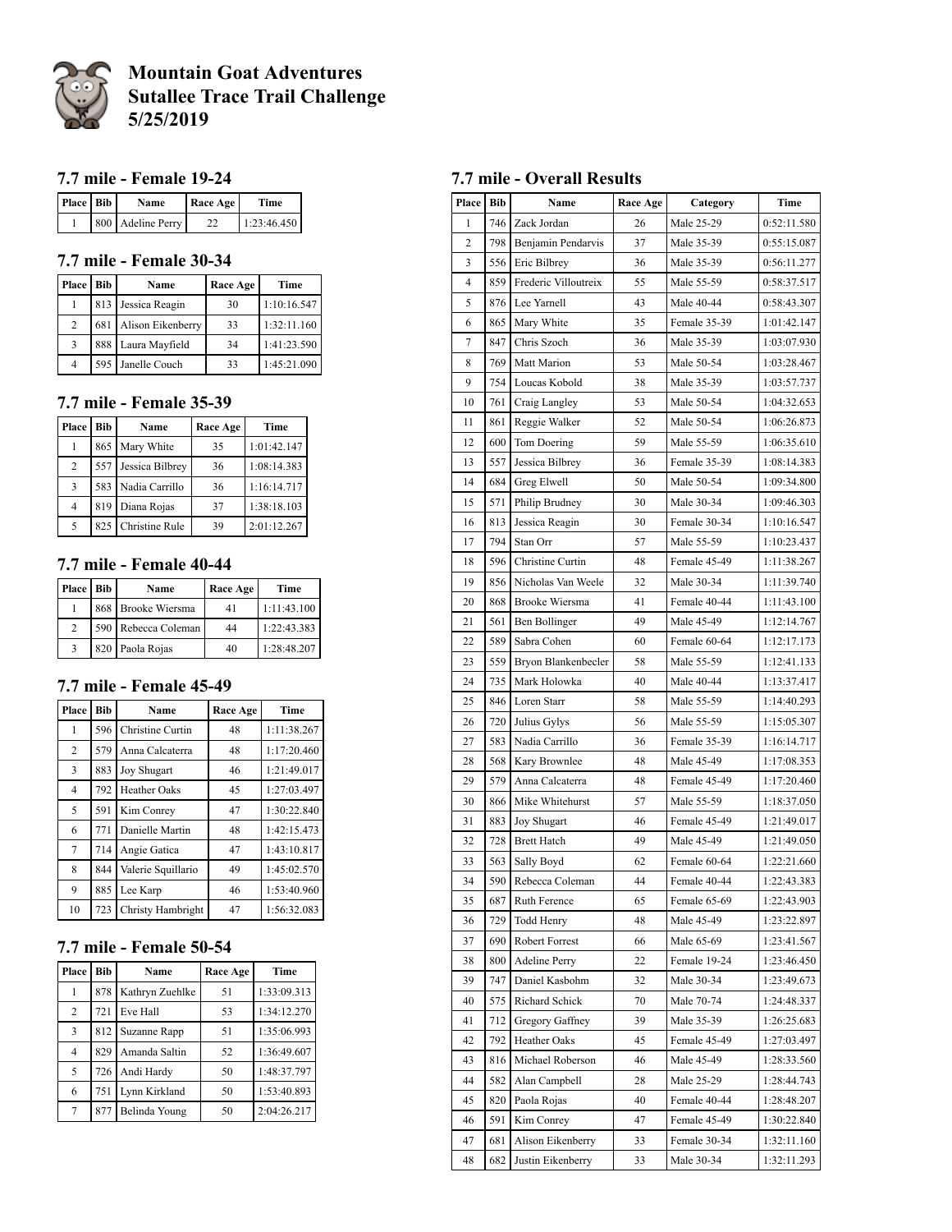# Mountain Goat Adventures
# Sutallee Trace Trail Challenge
# 5/25/2019

## 7.7 mile - Female 19-24

| Place | Bib | Name | Race Age | Time |
|---|---|---|---|---|
| 1 | 800 | Adeline Perry | 22 | 1:23:46.450 |

## 7.7 mile - Female 30-34

| Place | Bib | Name | Race Age | Time |
|---|---|---|---|---|
| 1 | 813 | Jessica Reagin | 30 | 1:10:16.547 |
| 2 | 681 | Alison Eikenberry | 33 | 1:32:11.160 |
| 3 | 888 | Laura Mayfield | 34 | 1:41:23.590 |
| 4 | 595 | Janelle Couch | 33 | 1:45:21.090 |

## 7.7 mile - Female 35-39

| Place | Bib | Name | Race Age | Time |
|---|---|---|---|---|
| 1 | 865 | Mary White | 35 | 1:01:42.147 |
| 2 | 557 | Jessica Bilbrey | 36 | 1:08:14.383 |
| 3 | 583 | Nadia Carrillo | 36 | 1:16:14.717 |
| 4 | 819 | Diana Rojas | 37 | 1:38:18.103 |
| 5 | 825 | Christine Rule | 39 | 2:01:12.267 |

## 7.7 mile - Female 40-44

| Place | Bib | Name | Race Age | Time |
|---|---|---|---|---|
| 1 | 868 | Brooke Wiersma | 41 | 1:11:43.100 |
| 2 | 590 | Rebecca Coleman | 44 | 1:22:43.383 |
| 3 | 820 | Paola Rojas | 40 | 1:28:48.207 |

## 7.7 mile - Female 45-49

| Place | Bib | Name | Race Age | Time |
|---|---|---|---|---|
| 1 | 596 | Christine Curtin | 48 | 1:11:38.267 |
| 2 | 579 | Anna Calcaterra | 48 | 1:17:20.460 |
| 3 | 883 | Joy Shugart | 46 | 1:21:49.017 |
| 4 | 792 | Heather Oaks | 45 | 1:27:03.497 |
| 5 | 591 | Kim Conrey | 47 | 1:30:22.840 |
| 6 | 771 | Danielle Martin | 48 | 1:42:15.473 |
| 7 | 714 | Angie Gatica | 47 | 1:43:10.817 |
| 8 | 844 | Valerie Squillario | 49 | 1:45:02.570 |
| 9 | 885 | Lee Karp | 46 | 1:53:40.960 |
| 10 | 723 | Christy Hambright | 47 | 1:56:32.083 |

## 7.7 mile - Female 50-54

| Place | Bib | Name | Race Age | Time |
|---|---|---|---|---|
| 1 | 878 | Kathryn Zuehlke | 51 | 1:33:09.313 |
| 2 | 721 | Eve Hall | 53 | 1:34:12.270 |
| 3 | 812 | Suzanne Rapp | 51 | 1:35:06.993 |
| 4 | 829 | Amanda Saltin | 52 | 1:36:49.607 |
| 5 | 726 | Andi Hardy | 50 | 1:48:37.797 |
| 6 | 751 | Lynn Kirkland | 50 | 1:53:40.893 |
| 7 | 877 | Belinda Young | 50 | 2:04:26.217 |

## 7.7 mile - Overall Results

| Place | Bib | Name | Race Age | Category | Time |
|---|---|---|---|---|---|
| 1 | 746 | Zack Jordan | 26 | Male 25-29 | 0:52:11.580 |
| 2 | 798 | Benjamin Pendarvis | 37 | Male 35-39 | 0:55:15.087 |
| 3 | 556 | Eric Bilbrey | 36 | Male 35-39 | 0:56:11.277 |
| 4 | 859 | Frederic Villoutreix | 55 | Male 55-59 | 0:58:37.517 |
| 5 | 876 | Lee Yarnell | 43 | Male 40-44 | 0:58:43.307 |
| 6 | 865 | Mary White | 35 | Female 35-39 | 1:01:42.147 |
| 7 | 847 | Chris Szoch | 36 | Male 35-39 | 1:03:07.930 |
| 8 | 769 | Matt Marion | 53 | Male 50-54 | 1:03:28.467 |
| 9 | 754 | Loucas Kobold | 38 | Male 35-39 | 1:03:57.737 |
| 10 | 761 | Craig Langley | 53 | Male 50-54 | 1:04:32.653 |
| 11 | 861 | Reggie Walker | 52 | Male 50-54 | 1:06:26.873 |
| 12 | 600 | Tom Doering | 59 | Male 55-59 | 1:06:35.610 |
| 13 | 557 | Jessica Bilbrey | 36 | Female 35-39 | 1:08:14.383 |
| 14 | 684 | Greg Elwell | 50 | Male 50-54 | 1:09:34.800 |
| 15 | 571 | Philip Brudney | 30 | Male 30-34 | 1:09:46.303 |
| 16 | 813 | Jessica Reagin | 30 | Female 30-34 | 1:10:16.547 |
| 17 | 794 | Stan Orr | 57 | Male 55-59 | 1:10:23.437 |
| 18 | 596 | Christine Curtin | 48 | Female 45-49 | 1:11:38.267 |
| 19 | 856 | Nicholas Van Weele | 32 | Male 30-34 | 1:11:39.740 |
| 20 | 868 | Brooke Wiersma | 41 | Female 40-44 | 1:11:43.100 |
| 21 | 561 | Ben Bollinger | 49 | Male 45-49 | 1:12:14.767 |
| 22 | 589 | Sabra Cohen | 60 | Female 60-64 | 1:12:17.173 |
| 23 | 559 | Bryon Blankenbecler | 58 | Male 55-59 | 1:12:41.133 |
| 24 | 735 | Mark Holowka | 40 | Male 40-44 | 1:13:37.417 |
| 25 | 846 | Loren Starr | 58 | Male 55-59 | 1:14:40.293 |
| 26 | 720 | Julius Gylys | 56 | Male 55-59 | 1:15:05.307 |
| 27 | 583 | Nadia Carrillo | 36 | Female 35-39 | 1:16:14.717 |
| 28 | 568 | Kary Brownlee | 48 | Male 45-49 | 1:17:08.353 |
| 29 | 579 | Anna Calcaterra | 48 | Female 45-49 | 1:17:20.460 |
| 30 | 866 | Mike Whitehurst | 57 | Male 55-59 | 1:18:37.050 |
| 31 | 883 | Joy Shugart | 46 | Female 45-49 | 1:21:49.017 |
| 32 | 728 | Brett Hatch | 49 | Male 45-49 | 1:21:49.050 |
| 33 | 563 | Sally Boyd | 62 | Female 60-64 | 1:22:21.660 |
| 34 | 590 | Rebecca Coleman | 44 | Female 40-44 | 1:22:43.383 |
| 35 | 687 | Ruth Ference | 65 | Female 65-69 | 1:22:43.903 |
| 36 | 729 | Todd Henry | 48 | Male 45-49 | 1:23:22.897 |
| 37 | 690 | Robert Forrest | 66 | Male 65-69 | 1:23:41.567 |
| 38 | 800 | Adeline Perry | 22 | Female 19-24 | 1:23:46.450 |
| 39 | 747 | Daniel Kasbohm | 32 | Male 30-34 | 1:23:49.673 |
| 40 | 575 | Richard Schick | 70 | Male 70-74 | 1:24:48.337 |
| 41 | 712 | Gregory Gaffney | 39 | Male 35-39 | 1:26:25.683 |
| 42 | 792 | Heather Oaks | 45 | Female 45-49 | 1:27:03.497 |
| 43 | 816 | Michael Roberson | 46 | Male 45-49 | 1:28:33.560 |
| 44 | 582 | Alan Campbell | 28 | Male 25-29 | 1:28:44.743 |
| 45 | 820 | Paola Rojas | 40 | Female 40-44 | 1:28:48.207 |
| 46 | 591 | Kim Conrey | 47 | Female 45-49 | 1:30:22.840 |
| 47 | 681 | Alison Eikenberry | 33 | Female 30-34 | 1:32:11.160 |
| 48 | 682 | Justin Eikenberry | 33 | Male 30-34 | 1:32:11.293 |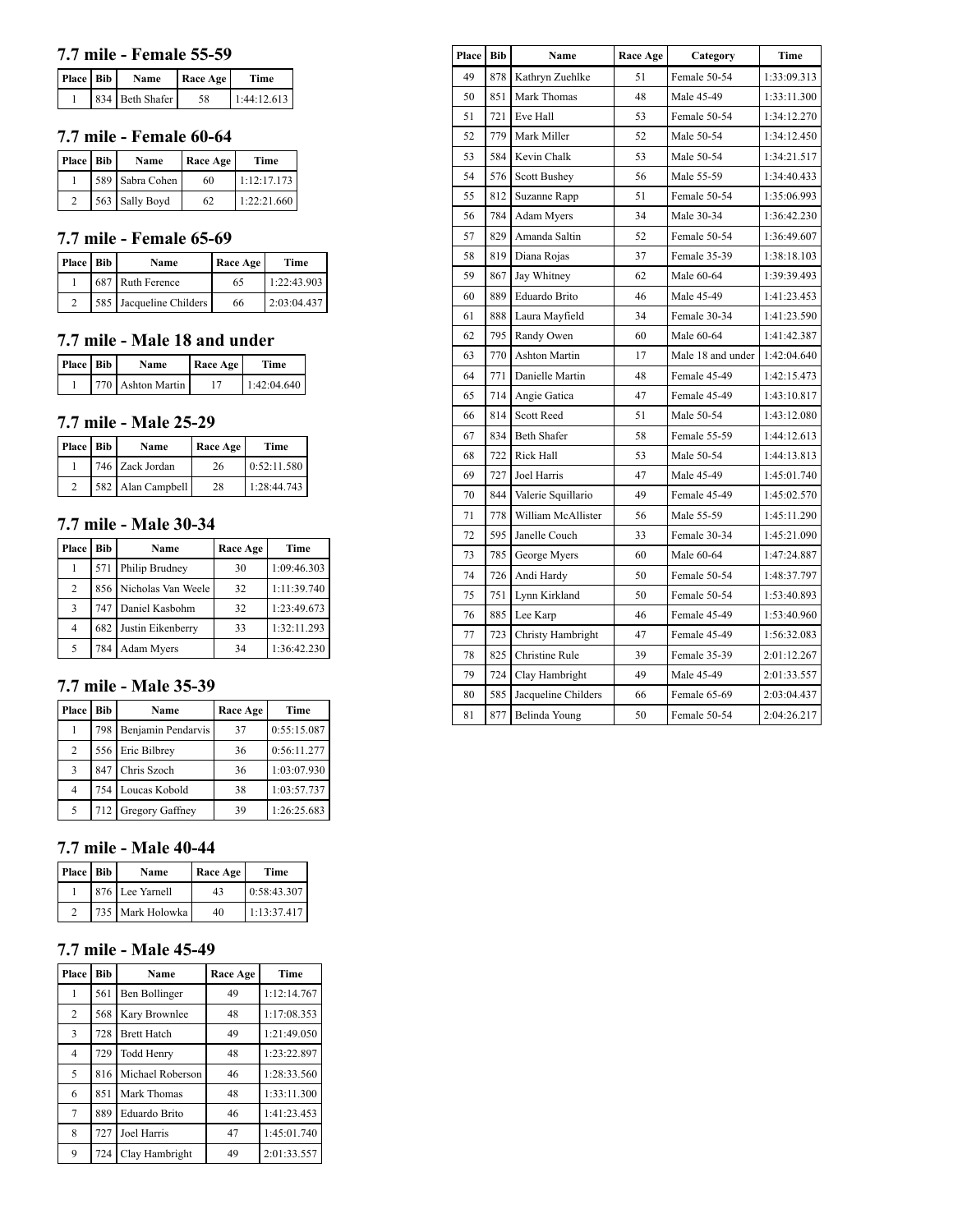### 7.7 mile - Female 55-59

| Place | Bib | Name | Race Age | Time |
|---|---|---|---|---|
| 1 | 834 | Beth Shafer | 58 | 1:44:12.613 |

### 7.7 mile - Female 60-64

| Place | Bib | Name | Race Age | Time |
|---|---|---|---|---|
| 1 | 589 | Sabra Cohen | 60 | 1:12:17.173 |
| 2 | 563 | Sally Boyd | 62 | 1:22:21.660 |

### 7.7 mile - Female 65-69

| Place | Bib | Name | Race Age | Time |
|---|---|---|---|---|
| 1 | 687 | Ruth Ference | 65 | 1:22:43.903 |
| 2 | 585 | Jacqueline Childers | 66 | 2:03:04.437 |

### 7.7 mile - Male 18 and under

| Place | Bib | Name | Race Age | Time |
|---|---|---|---|---|
| 1 | 770 | Ashton Martin | 17 | 1:42:04.640 |

### 7.7 mile - Male 25-29

| Place | Bib | Name | Race Age | Time |
|---|---|---|---|---|
| 1 | 746 | Zack Jordan | 26 | 0:52:11.580 |
| 2 | 582 | Alan Campbell | 28 | 1:28:44.743 |

### 7.7 mile - Male 30-34

| Place | Bib | Name | Race Age | Time |
|---|---|---|---|---|
| 1 | 571 | Philip Brudney | 30 | 1:09:46.303 |
| 2 | 856 | Nicholas Van Weele | 32 | 1:11:39.740 |
| 3 | 747 | Daniel Kasbohm | 32 | 1:23:49.673 |
| 4 | 682 | Justin Eikenberry | 33 | 1:32:11.293 |
| 5 | 784 | Adam Myers | 34 | 1:36:42.230 |

### 7.7 mile - Male 35-39

| Place | Bib | Name | Race Age | Time |
|---|---|---|---|---|
| 1 | 798 | Benjamin Pendarvis | 37 | 0:55:15.087 |
| 2 | 556 | Eric Bilbrey | 36 | 0:56:11.277 |
| 3 | 847 | Chris Szoch | 36 | 1:03:07.930 |
| 4 | 754 | Loucas Kobold | 38 | 1:03:57.737 |
| 5 | 712 | Gregory Gaffney | 39 | 1:26:25.683 |

### 7.7 mile - Male 40-44

| Place | Bib | Name | Race Age | Time |
|---|---|---|---|---|
| 1 | 876 | Lee Yarnell | 43 | 0:58:43.307 |
| 2 | 735 | Mark Holowka | 40 | 1:13:37.417 |

### 7.7 mile - Male 45-49

| Place | Bib | Name | Race Age | Time |
|---|---|---|---|---|
| 1 | 561 | Ben Bollinger | 49 | 1:12:14.767 |
| 2 | 568 | Kary Brownlee | 48 | 1:17:08.353 |
| 3 | 728 | Brett Hatch | 49 | 1:21:49.050 |
| 4 | 729 | Todd Henry | 48 | 1:23:22.897 |
| 5 | 816 | Michael Roberson | 46 | 1:28:33.560 |
| 6 | 851 | Mark Thomas | 48 | 1:33:11.300 |
| 7 | 889 | Eduardo Brito | 46 | 1:41:23.453 |
| 8 | 727 | Joel Harris | 47 | 1:45:01.740 |
| 9 | 724 | Clay Hambright | 49 | 2:01:33.557 |

| Place | Bib | Name | Race Age | Category | Time |
|---|---|---|---|---|---|
| 49 | 878 | Kathryn Zuehlke | 51 | Female 50-54 | 1:33:09.313 |
| 50 | 851 | Mark Thomas | 48 | Male 45-49 | 1:33:11.300 |
| 51 | 721 | Eve Hall | 53 | Female 50-54 | 1:34:12.270 |
| 52 | 779 | Mark Miller | 52 | Male 50-54 | 1:34:12.450 |
| 53 | 584 | Kevin Chalk | 53 | Male 50-54 | 1:34:21.517 |
| 54 | 576 | Scott Bushey | 56 | Male 55-59 | 1:34:40.433 |
| 55 | 812 | Suzanne Rapp | 51 | Female 50-54 | 1:35:06.993 |
| 56 | 784 | Adam Myers | 34 | Male 30-34 | 1:36:42.230 |
| 57 | 829 | Amanda Saltin | 52 | Female 50-54 | 1:36:49.607 |
| 58 | 819 | Diana Rojas | 37 | Female 35-39 | 1:38:18.103 |
| 59 | 867 | Jay Whitney | 62 | Male 60-64 | 1:39:39.493 |
| 60 | 889 | Eduardo Brito | 46 | Male 45-49 | 1:41:23.453 |
| 61 | 888 | Laura Mayfield | 34 | Female 30-34 | 1:41:23.590 |
| 62 | 795 | Randy Owen | 60 | Male 60-64 | 1:41:42.387 |
| 63 | 770 | Ashton Martin | 17 | Male 18 and under | 1:42:04.640 |
| 64 | 771 | Danielle Martin | 48 | Female 45-49 | 1:42:15.473 |
| 65 | 714 | Angie Gatica | 47 | Female 45-49 | 1:43:10.817 |
| 66 | 814 | Scott Reed | 51 | Male 50-54 | 1:43:12.080 |
| 67 | 834 | Beth Shafer | 58 | Female 55-59 | 1:44:12.613 |
| 68 | 722 | Rick Hall | 53 | Male 50-54 | 1:44:13.813 |
| 69 | 727 | Joel Harris | 47 | Male 45-49 | 1:45:01.740 |
| 70 | 844 | Valerie Squillario | 49 | Female 45-49 | 1:45:02.570 |
| 71 | 778 | William McAllister | 56 | Male 55-59 | 1:45:11.290 |
| 72 | 595 | Janelle Couch | 33 | Female 30-34 | 1:45:21.090 |
| 73 | 785 | George Myers | 60 | Male 60-64 | 1:47:24.887 |
| 74 | 726 | Andi Hardy | 50 | Female 50-54 | 1:48:37.797 |
| 75 | 751 | Lynn Kirkland | 50 | Female 50-54 | 1:53:40.893 |
| 76 | 885 | Lee Karp | 46 | Female 45-49 | 1:53:40.960 |
| 77 | 723 | Christy Hambright | 47 | Female 45-49 | 1:56:32.083 |
| 78 | 825 | Christine Rule | 39 | Female 35-39 | 2:01:12.267 |
| 79 | 724 | Clay Hambright | 49 | Male 45-49 | 2:01:33.557 |
| 80 | 585 | Jacqueline Childers | 66 | Female 65-69 | 2:03:04.437 |
| 81 | 877 | Belinda Young | 50 | Female 50-54 | 2:04:26.217 |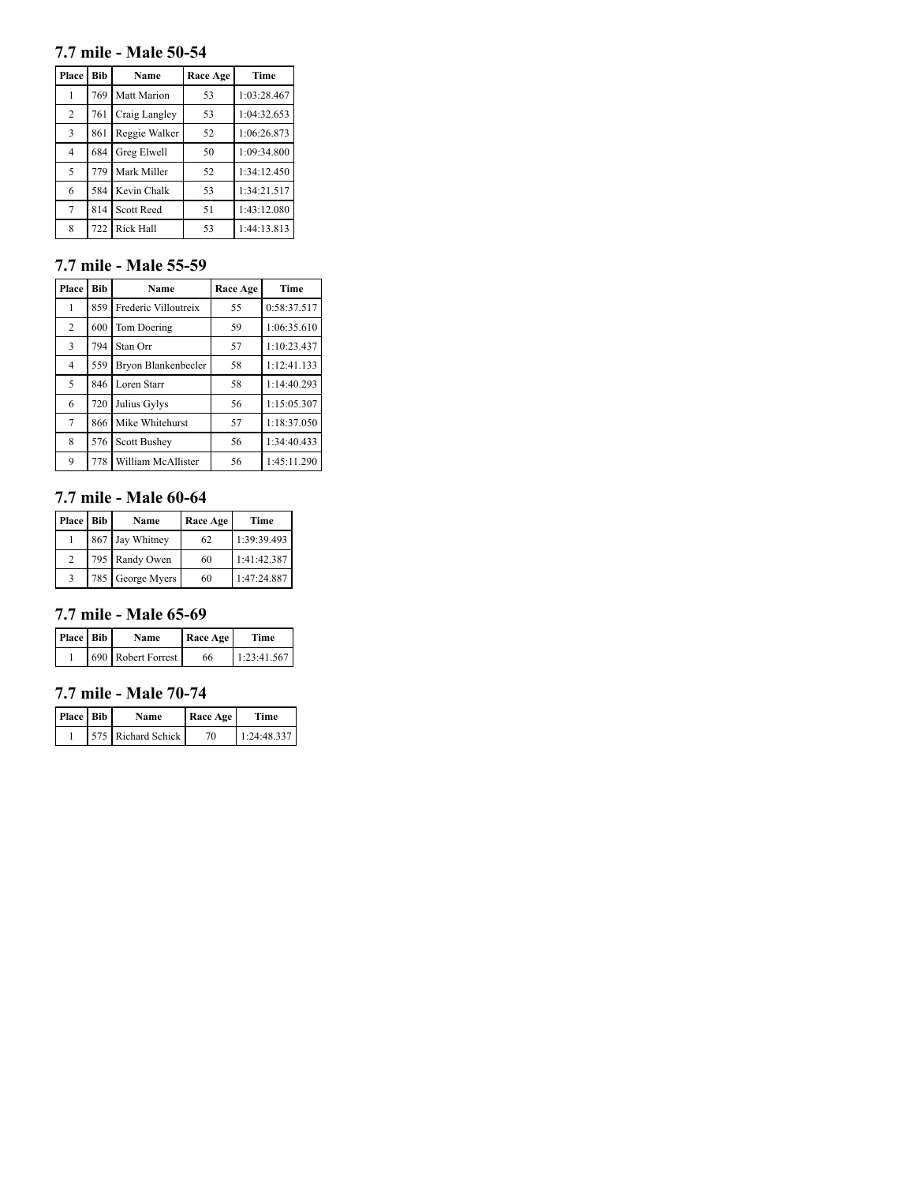## 7.7 mile - Male 50-54

| Place | Bib | Name | Race Age | Time |
|---|---|---|---|---|
| 1 | 769 | Matt Marion | 53 | 1:03:28.467 |
| 2 | 761 | Craig Langley | 53 | 1:04:32.653 |
| 3 | 861 | Reggie Walker | 52 | 1:06:26.873 |
| 4 | 684 | Greg Elwell | 50 | 1:09:34.800 |
| 5 | 779 | Mark Miller | 52 | 1:34:12.450 |
| 6 | 584 | Kevin Chalk | 53 | 1:34:21.517 |
| 7 | 814 | Scott Reed | 51 | 1:43:12.080 |
| 8 | 722 | Rick Hall | 53 | 1:44:13.813 |

## 7.7 mile - Male 55-59

| Place | Bib | Name | Race Age | Time |
|---|---|---|---|---|
| 1 | 859 | Frederic Villoutreix | 55 | 0:58:37.517 |
| 2 | 600 | Tom Doering | 59 | 1:06:35.610 |
| 3 | 794 | Stan Orr | 57 | 1:10:23.437 |
| 4 | 559 | Bryon Blankenbecler | 58 | 1:12:41.133 |
| 5 | 846 | Loren Starr | 58 | 1:14:40.293 |
| 6 | 720 | Julius Gylys | 56 | 1:15:05.307 |
| 7 | 866 | Mike Whitehurst | 57 | 1:18:37.050 |
| 8 | 576 | Scott Bushey | 56 | 1:34:40.433 |
| 9 | 778 | William McAllister | 56 | 1:45:11.290 |

## 7.7 mile - Male 60-64

| Place | Bib | Name | Race Age | Time |
|---|---|---|---|---|
| 1 | 867 | Jay Whitney | 62 | 1:39:39.493 |
| 2 | 795 | Randy Owen | 60 | 1:41:42.387 |
| 3 | 785 | George Myers | 60 | 1:47:24.887 |

## 7.7 mile - Male 65-69

| Place | Bib | Name | Race Age | Time |
|---|---|---|---|---|
| 1 | 690 | Robert Forrest | 66 | 1:23:41.567 |

## 7.7 mile - Male 70-74

| Place | Bib | Name | Race Age | Time |
|---|---|---|---|---|
| 1 | 575 | Richard Schick | 70 | 1:24:48.337 |